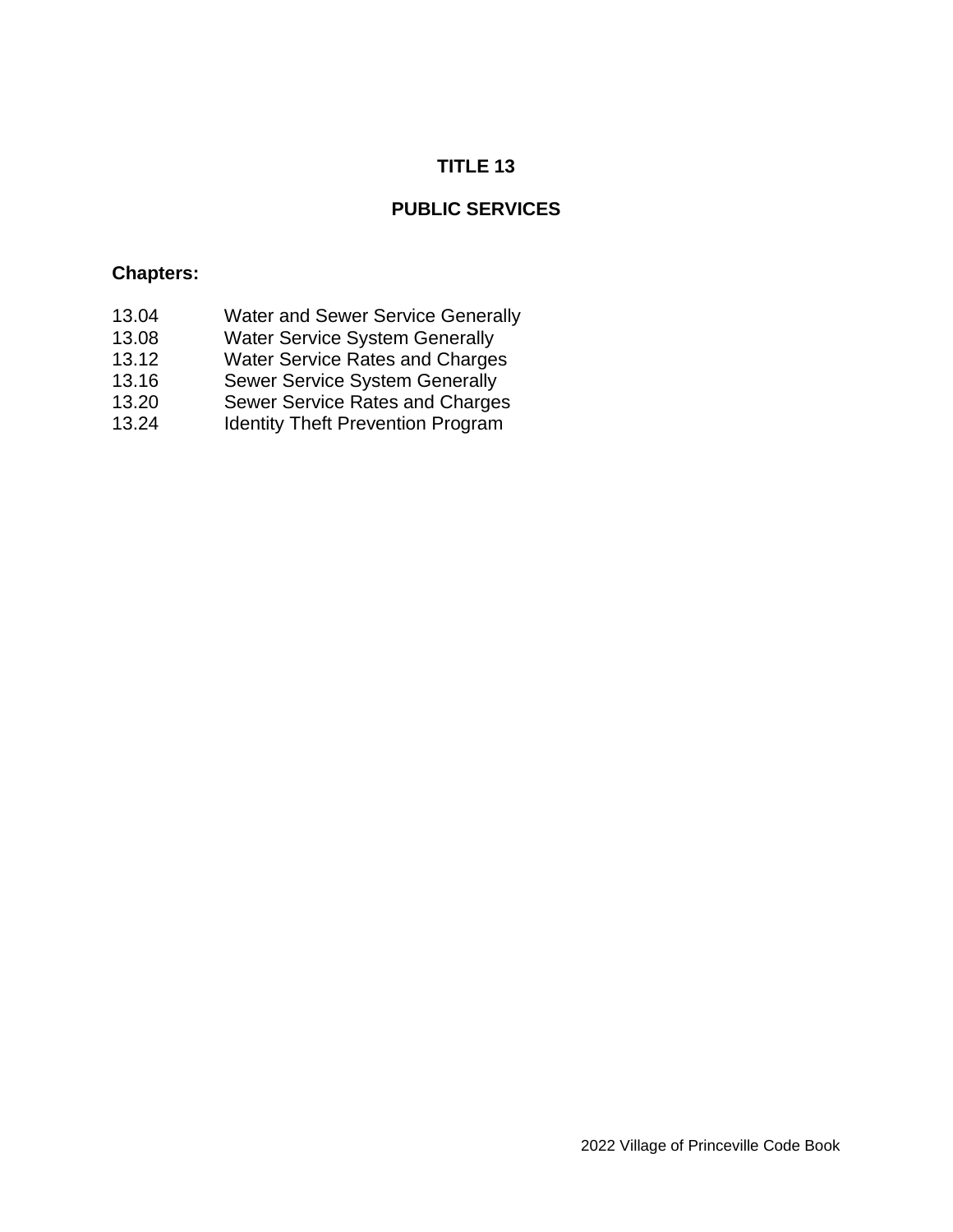# TITLE 13

## PUBLIC SERVICES

**Chapters:**

| | |
|---|---|
| 13.04 | Water and Sewer Service Generally |
| 13.08 | Water Service System Generally |
| 13.12 | Water Service Rates and Charges |
| 13.16 | Sewer Service System Generally |
| 13.20 | Sewer Service Rates and Charges |
| 13.24 | Identity Theft Prevention Program |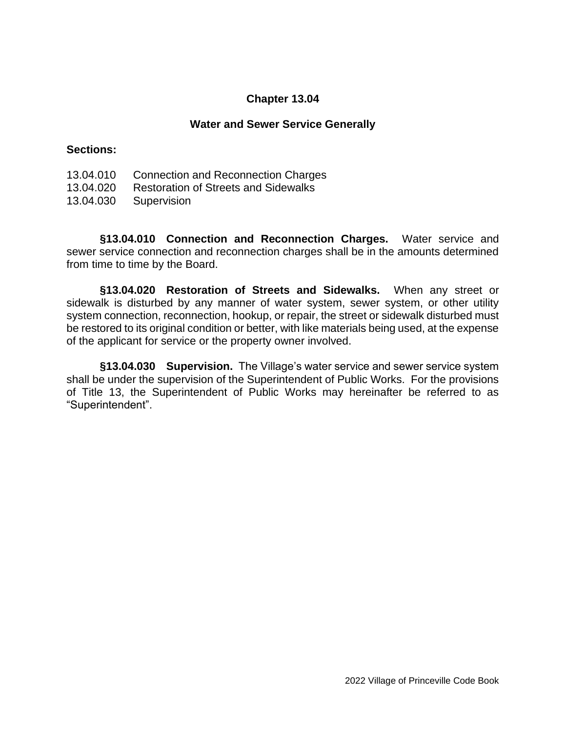# Chapter 13.04

## Water and Sewer Service Generally

**Sections:**

13.04.010 Connection and Reconnection Charges
13.04.020 Restoration of Streets and Sidewalks
13.04.030 Supervision

**§13.04.010 Connection and Reconnection Charges.** Water service and sewer service connection and reconnection charges shall be in the amounts determined from time to time by the Board.

**§13.04.020 Restoration of Streets and Sidewalks.** When any street or sidewalk is disturbed by any manner of water system, sewer system, or other utility system connection, reconnection, hookup, or repair, the street or sidewalk disturbed must be restored to its original condition or better, with like materials being used, at the expense of the applicant for service or the property owner involved.

**§13.04.030 Supervision.** The Village's water service and sewer service system shall be under the supervision of the Superintendent of Public Works. For the provisions of Title 13, the Superintendent of Public Works may hereinafter be referred to as "Superintendent".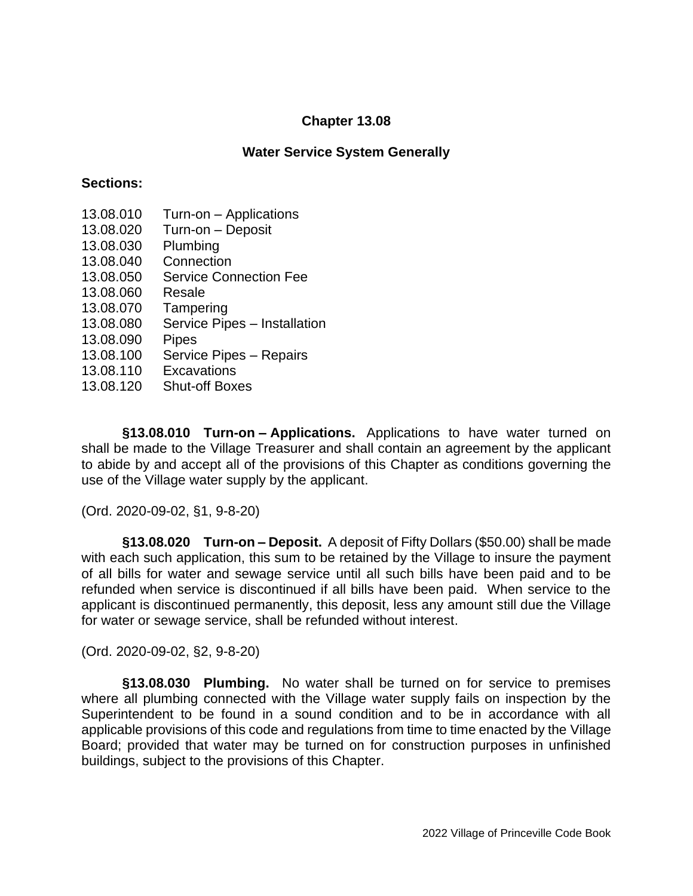# Chapter 13.08

## Water Service System Generally

**Sections:**

13.08.010 Turn-on – Applications
13.08.020 Turn-on – Deposit
13.08.030 Plumbing
13.08.040 Connection
13.08.050 Service Connection Fee
13.08.060 Resale
13.08.070 Tampering
13.08.080 Service Pipes – Installation
13.08.090 Pipes
13.08.100 Service Pipes – Repairs
13.08.110 Excavations
13.08.120 Shut-off Boxes

**§13.08.010 Turn-on – Applications.** Applications to have water turned on shall be made to the Village Treasurer and shall contain an agreement by the applicant to abide by and accept all of the provisions of this Chapter as conditions governing the use of the Village water supply by the applicant.

(Ord. 2020-09-02, §1, 9-8-20)

**§13.08.020 Turn-on – Deposit.** A deposit of Fifty Dollars ($50.00) shall be made with each such application, this sum to be retained by the Village to insure the payment of all bills for water and sewage service until all such bills have been paid and to be refunded when service is discontinued if all bills have been paid. When service to the applicant is discontinued permanently, this deposit, less any amount still due the Village for water or sewage service, shall be refunded without interest.

(Ord. 2020-09-02, §2, 9-8-20)

**§13.08.030 Plumbing.** No water shall be turned on for service to premises where all plumbing connected with the Village water supply fails on inspection by the Superintendent to be found in a sound condition and to be in accordance with all applicable provisions of this code and regulations from time to time enacted by the Village Board; provided that water may be turned on for construction purposes in unfinished buildings, subject to the provisions of this Chapter.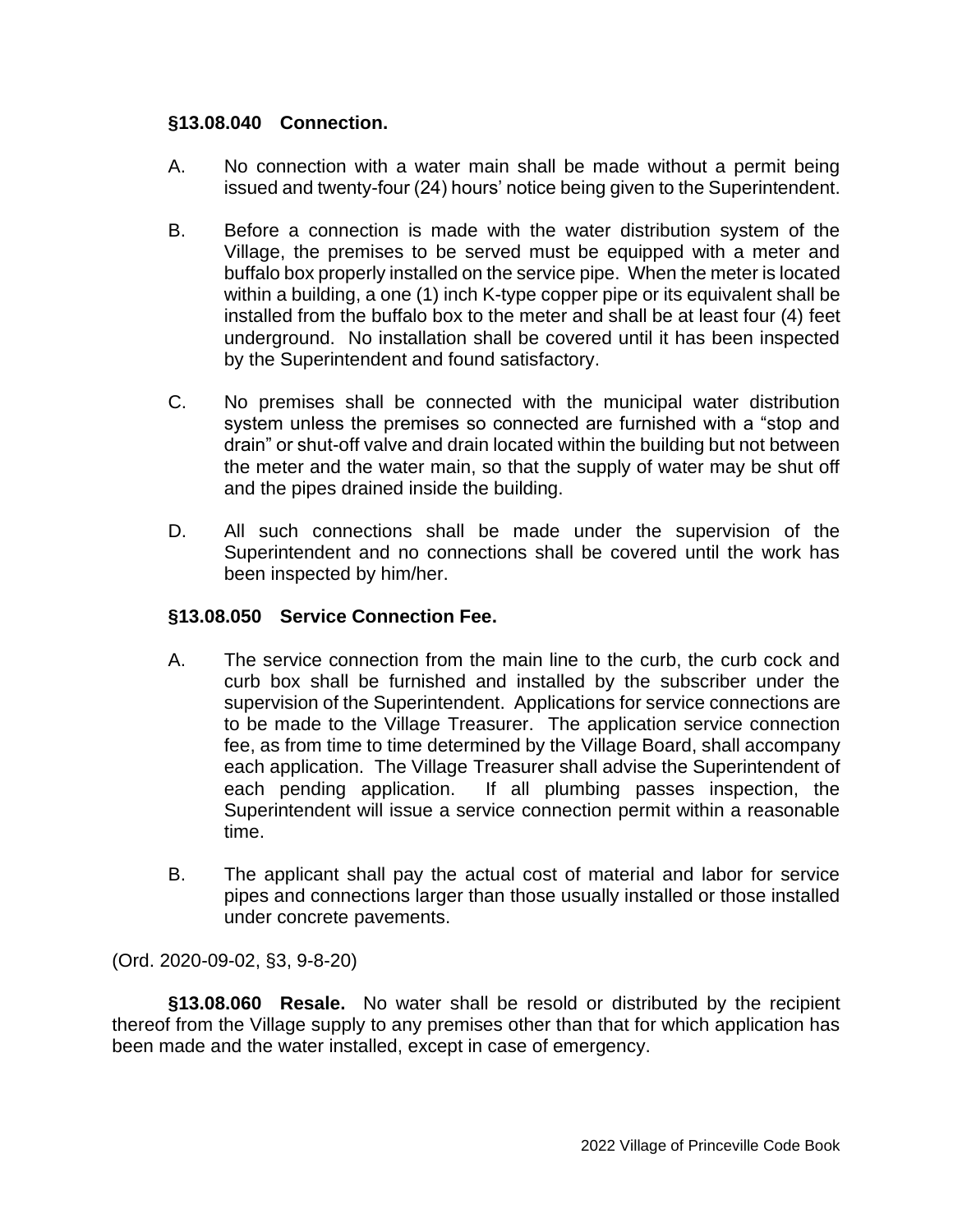**§13.08.040 Connection.**

A. No connection with a water main shall be made without a permit being issued and twenty-four (24) hours' notice being given to the Superintendent.

B. Before a connection is made with the water distribution system of the Village, the premises to be served must be equipped with a meter and buffalo box properly installed on the service pipe. When the meter is located within a building, a one (1) inch K-type copper pipe or its equivalent shall be installed from the buffalo box to the meter and shall be at least four (4) feet underground. No installation shall be covered until it has been inspected by the Superintendent and found satisfactory.

C. No premises shall be connected with the municipal water distribution system unless the premises so connected are furnished with a "stop and drain" or shut-off valve and drain located within the building but not between the meter and the water main, so that the supply of water may be shut off and the pipes drained inside the building.

D. All such connections shall be made under the supervision of the Superintendent and no connections shall be covered until the work has been inspected by him/her.

**§13.08.050 Service Connection Fee.**

A. The service connection from the main line to the curb, the curb cock and curb box shall be furnished and installed by the subscriber under the supervision of the Superintendent. Applications for service connections are to be made to the Village Treasurer. The application service connection fee, as from time to time determined by the Village Board, shall accompany each application. The Village Treasurer shall advise the Superintendent of each pending application. If all plumbing passes inspection, the Superintendent will issue a service connection permit within a reasonable time.

B. The applicant shall pay the actual cost of material and labor for service pipes and connections larger than those usually installed or those installed under concrete pavements.

(Ord. 2020-09-02, §3, 9-8-20)

**§13.08.060 Resale.** No water shall be resold or distributed by the recipient thereof from the Village supply to any premises other than that for which application has been made and the water installed, except in case of emergency.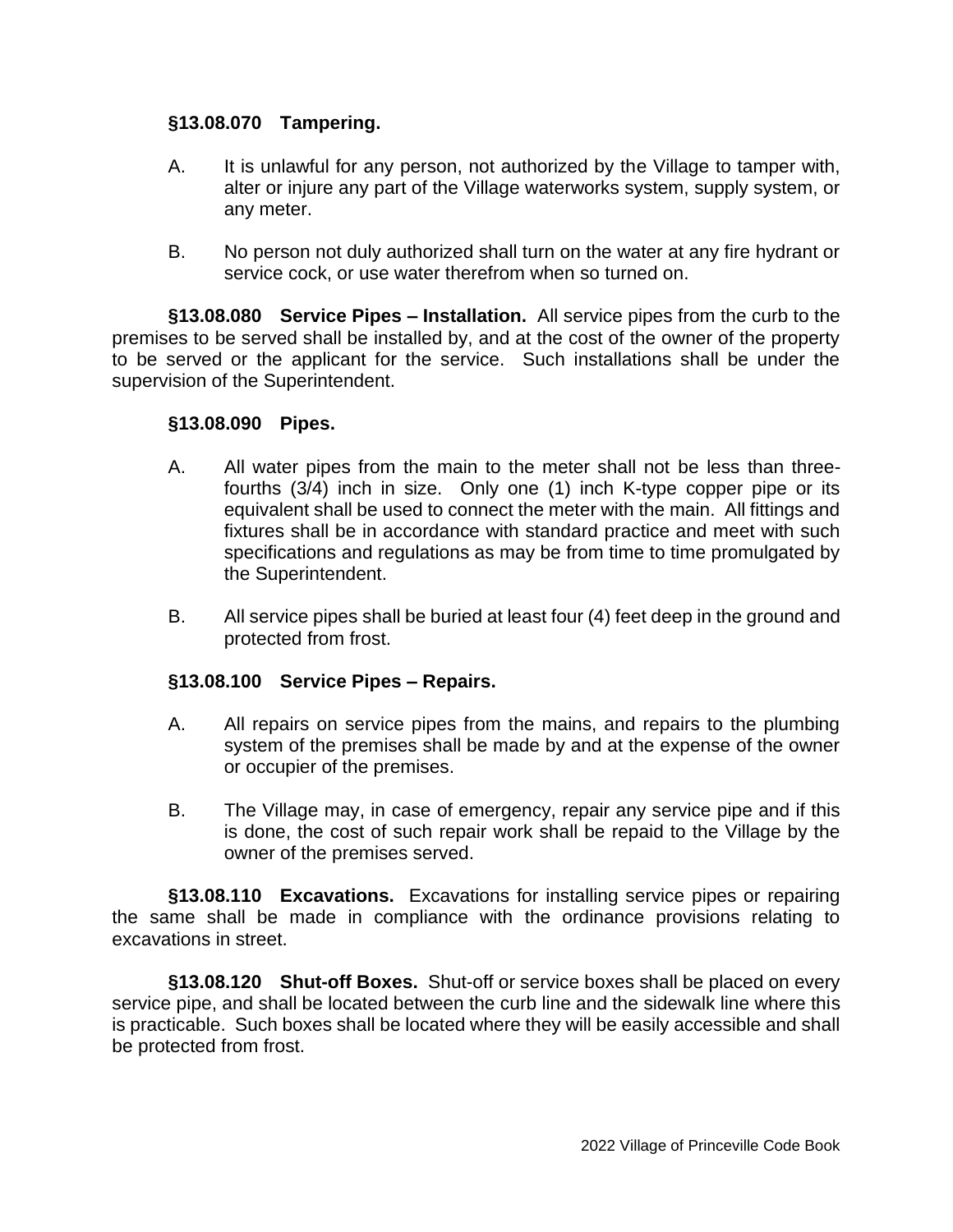**§13.08.070 Tampering.**

A. It is unlawful for any person, not authorized by the Village to tamper with, alter or injure any part of the Village waterworks system, supply system, or any meter.

B. No person not duly authorized shall turn on the water at any fire hydrant or service cock, or use water therefrom when so turned on.

**§13.08.080 Service Pipes – Installation.** All service pipes from the curb to the premises to be served shall be installed by, and at the cost of the owner of the property to be served or the applicant for the service. Such installations shall be under the supervision of the Superintendent.

**§13.08.090 Pipes.**

A. All water pipes from the main to the meter shall not be less than three-fourths (3/4) inch in size. Only one (1) inch K-type copper pipe or its equivalent shall be used to connect the meter with the main. All fittings and fixtures shall be in accordance with standard practice and meet with such specifications and regulations as may be from time to time promulgated by the Superintendent.

B. All service pipes shall be buried at least four (4) feet deep in the ground and protected from frost.

**§13.08.100 Service Pipes – Repairs.**

A. All repairs on service pipes from the mains, and repairs to the plumbing system of the premises shall be made by and at the expense of the owner or occupier of the premises.

B. The Village may, in case of emergency, repair any service pipe and if this is done, the cost of such repair work shall be repaid to the Village by the owner of the premises served.

**§13.08.110 Excavations.** Excavations for installing service pipes or repairing the same shall be made in compliance with the ordinance provisions relating to excavations in street.

**§13.08.120 Shut-off Boxes.** Shut-off or service boxes shall be placed on every service pipe, and shall be located between the curb line and the sidewalk line where this is practicable. Such boxes shall be located where they will be easily accessible and shall be protected from frost.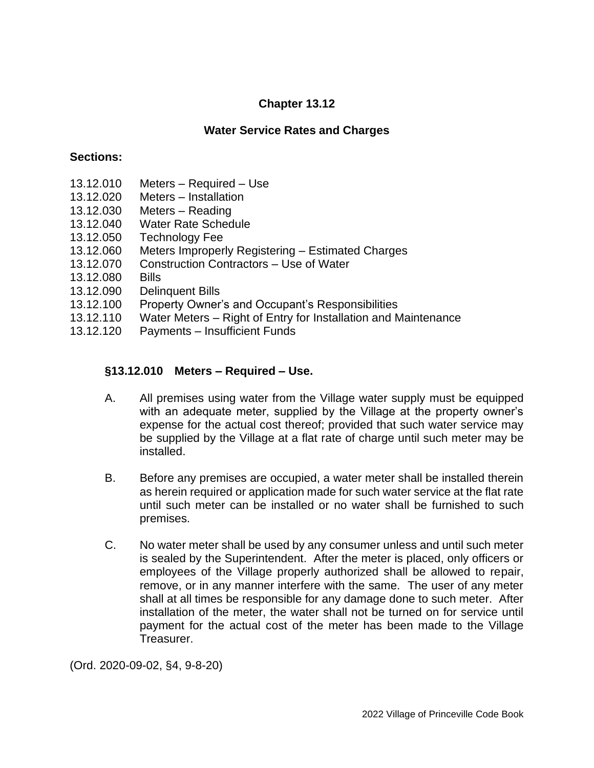# Chapter 13.12

## Water Service Rates and Charges

**Sections:**

13.12.010 Meters – Required – Use
13.12.020 Meters – Installation
13.12.030 Meters – Reading
13.12.040 Water Rate Schedule
13.12.050 Technology Fee
13.12.060 Meters Improperly Registering – Estimated Charges
13.12.070 Construction Contractors – Use of Water
13.12.080 Bills
13.12.090 Delinquent Bills
13.12.100 Property Owner's and Occupant's Responsibilities
13.12.110 Water Meters – Right of Entry for Installation and Maintenance
13.12.120 Payments – Insufficient Funds

### §13.12.010 Meters – Required – Use.

A. All premises using water from the Village water supply must be equipped with an adequate meter, supplied by the Village at the property owner's expense for the actual cost thereof; provided that such water service may be supplied by the Village at a flat rate of charge until such meter may be installed.

B. Before any premises are occupied, a water meter shall be installed therein as herein required or application made for such water service at the flat rate until such meter can be installed or no water shall be furnished to such premises.

C. No water meter shall be used by any consumer unless and until such meter is sealed by the Superintendent. After the meter is placed, only officers or employees of the Village properly authorized shall be allowed to repair, remove, or in any manner interfere with the same. The user of any meter shall at all times be responsible for any damage done to such meter. After installation of the meter, the water shall not be turned on for service until payment for the actual cost of the meter has been made to the Village Treasurer.

(Ord. 2020-09-02, §4, 9-8-20)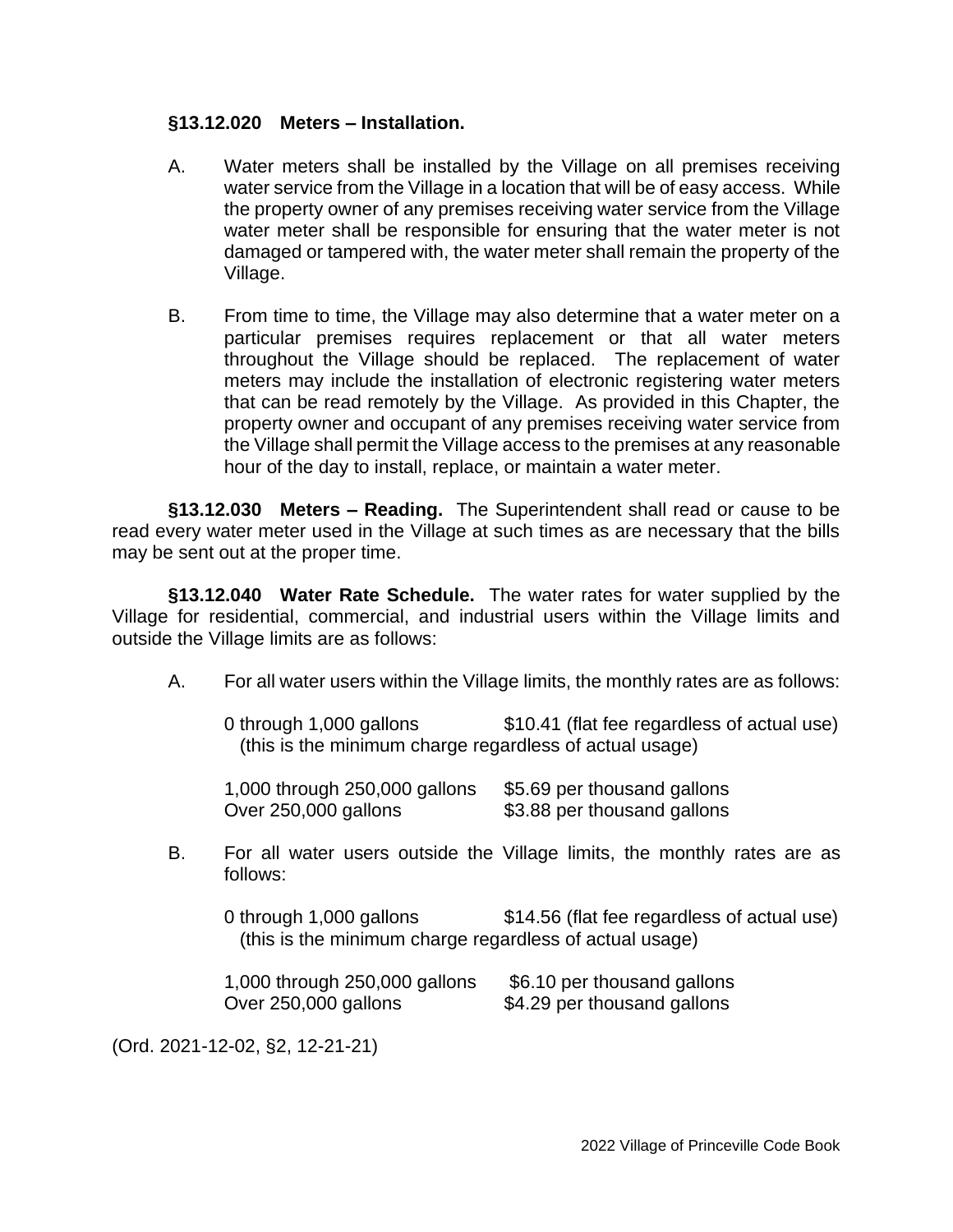**§13.12.020 Meters – Installation.**

A. Water meters shall be installed by the Village on all premises receiving water service from the Village in a location that will be of easy access. While the property owner of any premises receiving water service from the Village water meter shall be responsible for ensuring that the water meter is not damaged or tampered with, the water meter shall remain the property of the Village.

B. From time to time, the Village may also determine that a water meter on a particular premises requires replacement or that all water meters throughout the Village should be replaced. The replacement of water meters may include the installation of electronic registering water meters that can be read remotely by the Village. As provided in this Chapter, the property owner and occupant of any premises receiving water service from the Village shall permit the Village access to the premises at any reasonable hour of the day to install, replace, or maintain a water meter.

**§13.12.030 Meters – Reading.** The Superintendent shall read or cause to be read every water meter used in the Village at such times as are necessary that the bills may be sent out at the proper time.

**§13.12.040 Water Rate Schedule.** The water rates for water supplied by the Village for residential, commercial, and industrial users within the Village limits and outside the Village limits are as follows:

A. For all water users within the Village limits, the monthly rates are as follows:

0 through 1,000 gallons — $10.41 (flat fee regardless of actual use)
(this is the minimum charge regardless of actual usage)

1,000 through 250,000 gallons — $5.69 per thousand gallons
Over 250,000 gallons — $3.88 per thousand gallons

B. For all water users outside the Village limits, the monthly rates are as follows:

0 through 1,000 gallons — $14.56 (flat fee regardless of actual use)
(this is the minimum charge regardless of actual usage)

1,000 through 250,000 gallons — $6.10 per thousand gallons
Over 250,000 gallons — $4.29 per thousand gallons

(Ord. 2021-12-02, §2, 12-21-21)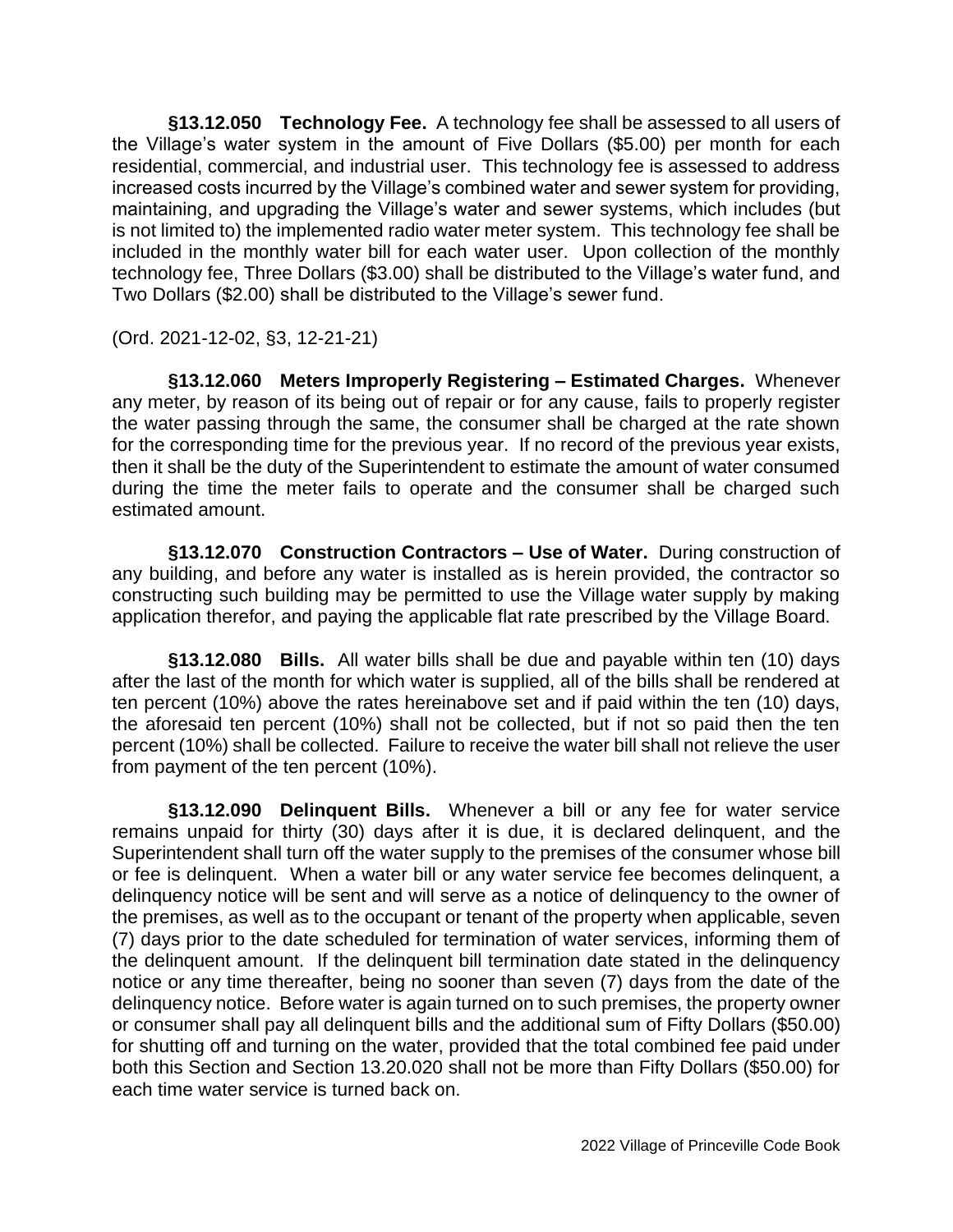**§13.12.050 Technology Fee.** A technology fee shall be assessed to all users of the Village's water system in the amount of Five Dollars ($5.00) per month for each residential, commercial, and industrial user. This technology fee is assessed to address increased costs incurred by the Village's combined water and sewer system for providing, maintaining, and upgrading the Village's water and sewer systems, which includes (but is not limited to) the implemented radio water meter system. This technology fee shall be included in the monthly water bill for each water user. Upon collection of the monthly technology fee, Three Dollars ($3.00) shall be distributed to the Village's water fund, and Two Dollars ($2.00) shall be distributed to the Village's sewer fund.

(Ord. 2021-12-02, §3, 12-21-21)

**§13.12.060 Meters Improperly Registering – Estimated Charges.** Whenever any meter, by reason of its being out of repair or for any cause, fails to properly register the water passing through the same, the consumer shall be charged at the rate shown for the corresponding time for the previous year. If no record of the previous year exists, then it shall be the duty of the Superintendent to estimate the amount of water consumed during the time the meter fails to operate and the consumer shall be charged such estimated amount.

**§13.12.070 Construction Contractors – Use of Water.** During construction of any building, and before any water is installed as is herein provided, the contractor so constructing such building may be permitted to use the Village water supply by making application therefor, and paying the applicable flat rate prescribed by the Village Board.

**§13.12.080 Bills.** All water bills shall be due and payable within ten (10) days after the last of the month for which water is supplied, all of the bills shall be rendered at ten percent (10%) above the rates hereinabove set and if paid within the ten (10) days, the aforesaid ten percent (10%) shall not be collected, but if not so paid then the ten percent (10%) shall be collected. Failure to receive the water bill shall not relieve the user from payment of the ten percent (10%).

**§13.12.090 Delinquent Bills.** Whenever a bill or any fee for water service remains unpaid for thirty (30) days after it is due, it is declared delinquent, and the Superintendent shall turn off the water supply to the premises of the consumer whose bill or fee is delinquent. When a water bill or any water service fee becomes delinquent, a delinquency notice will be sent and will serve as a notice of delinquency to the owner of the premises, as well as to the occupant or tenant of the property when applicable, seven (7) days prior to the date scheduled for termination of water services, informing them of the delinquent amount. If the delinquent bill termination date stated in the delinquency notice or any time thereafter, being no sooner than seven (7) days from the date of the delinquency notice. Before water is again turned on to such premises, the property owner or consumer shall pay all delinquent bills and the additional sum of Fifty Dollars ($50.00) for shutting off and turning on the water, provided that the total combined fee paid under both this Section and Section 13.20.020 shall not be more than Fifty Dollars ($50.00) for each time water service is turned back on.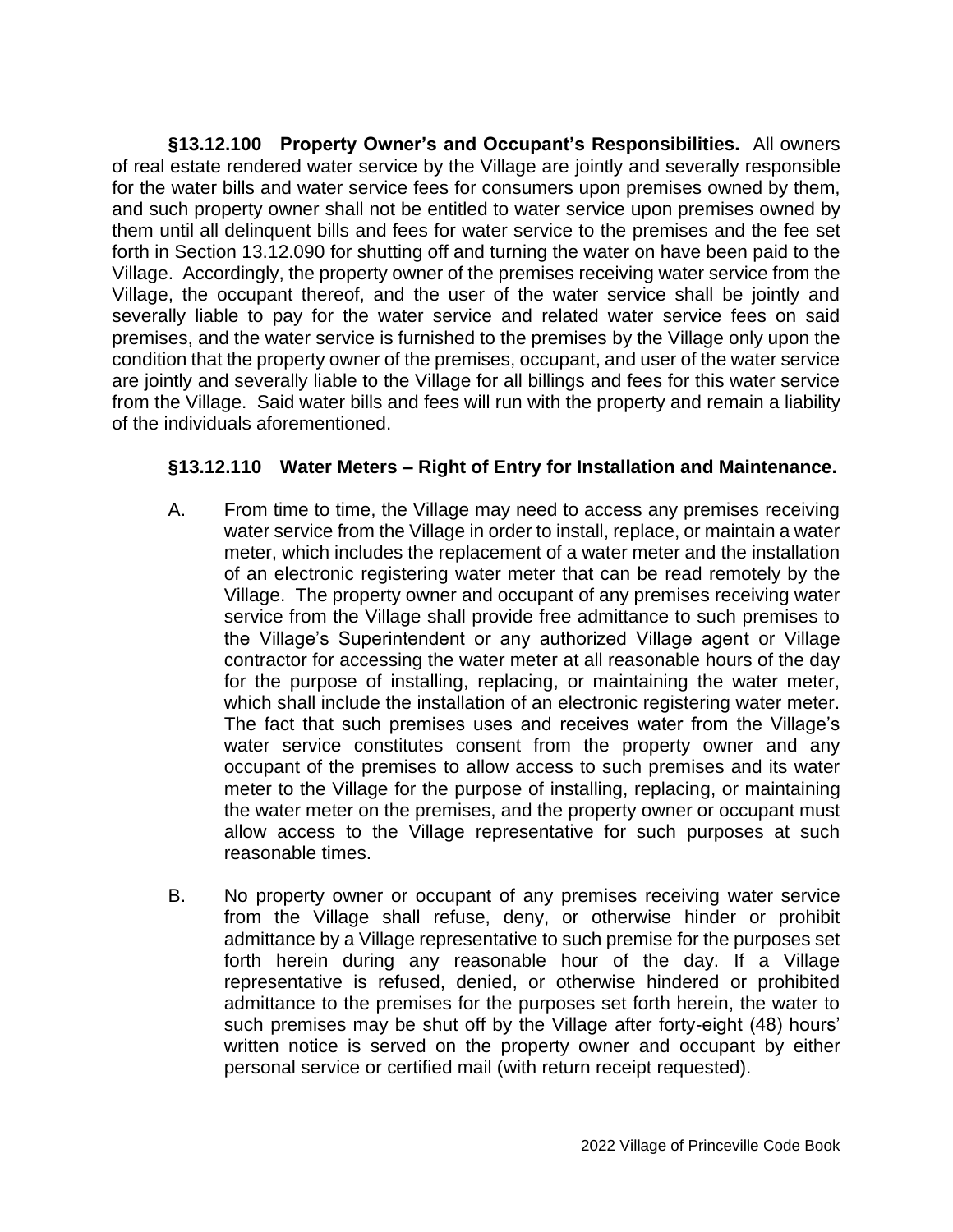**§13.12.100 Property Owner's and Occupant's Responsibilities.** All owners of real estate rendered water service by the Village are jointly and severally responsible for the water bills and water service fees for consumers upon premises owned by them, and such property owner shall not be entitled to water service upon premises owned by them until all delinquent bills and fees for water service to the premises and the fee set forth in Section 13.12.090 for shutting off and turning the water on have been paid to the Village. Accordingly, the property owner of the premises receiving water service from the Village, the occupant thereof, and the user of the water service shall be jointly and severally liable to pay for the water service and related water service fees on said premises, and the water service is furnished to the premises by the Village only upon the condition that the property owner of the premises, occupant, and user of the water service are jointly and severally liable to the Village for all billings and fees for this water service from the Village. Said water bills and fees will run with the property and remain a liability of the individuals aforementioned.

**§13.12.110 Water Meters – Right of Entry for Installation and Maintenance.**

A. From time to time, the Village may need to access any premises receiving water service from the Village in order to install, replace, or maintain a water meter, which includes the replacement of a water meter and the installation of an electronic registering water meter that can be read remotely by the Village. The property owner and occupant of any premises receiving water service from the Village shall provide free admittance to such premises to the Village's Superintendent or any authorized Village agent or Village contractor for accessing the water meter at all reasonable hours of the day for the purpose of installing, replacing, or maintaining the water meter, which shall include the installation of an electronic registering water meter. The fact that such premises uses and receives water from the Village's water service constitutes consent from the property owner and any occupant of the premises to allow access to such premises and its water meter to the Village for the purpose of installing, replacing, or maintaining the water meter on the premises, and the property owner or occupant must allow access to the Village representative for such purposes at such reasonable times.

B. No property owner or occupant of any premises receiving water service from the Village shall refuse, deny, or otherwise hinder or prohibit admittance by a Village representative to such premise for the purposes set forth herein during any reasonable hour of the day. If a Village representative is refused, denied, or otherwise hindered or prohibited admittance to the premises for the purposes set forth herein, the water to such premises may be shut off by the Village after forty-eight (48) hours' written notice is served on the property owner and occupant by either personal service or certified mail (with return receipt requested).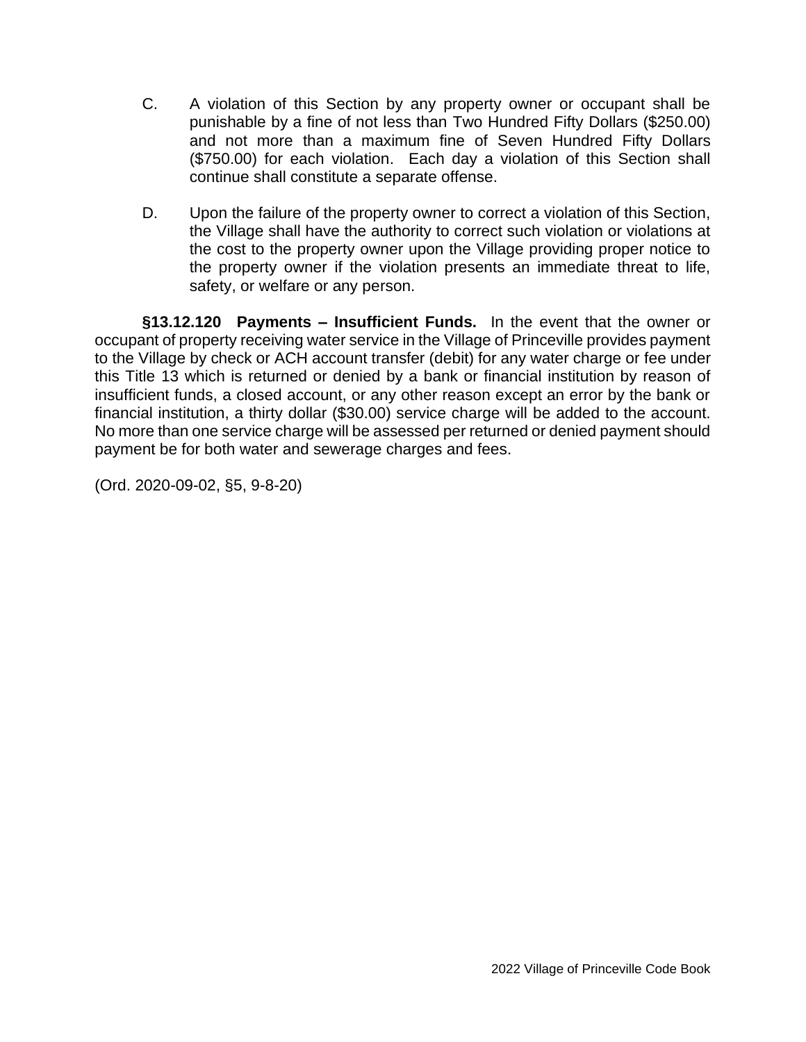C. A violation of this Section by any property owner or occupant shall be punishable by a fine of not less than Two Hundred Fifty Dollars ($250.00) and not more than a maximum fine of Seven Hundred Fifty Dollars ($750.00) for each violation. Each day a violation of this Section shall continue shall constitute a separate offense.

D. Upon the failure of the property owner to correct a violation of this Section, the Village shall have the authority to correct such violation or violations at the cost to the property owner upon the Village providing proper notice to the property owner if the violation presents an immediate threat to life, safety, or welfare or any person.

**§13.12.120 Payments – Insufficient Funds.** In the event that the owner or occupant of property receiving water service in the Village of Princeville provides payment to the Village by check or ACH account transfer (debit) for any water charge or fee under this Title 13 which is returned or denied by a bank or financial institution by reason of insufficient funds, a closed account, or any other reason except an error by the bank or financial institution, a thirty dollar ($30.00) service charge will be added to the account. No more than one service charge will be assessed per returned or denied payment should payment be for both water and sewerage charges and fees.

(Ord. 2020-09-02, §5, 9-8-20)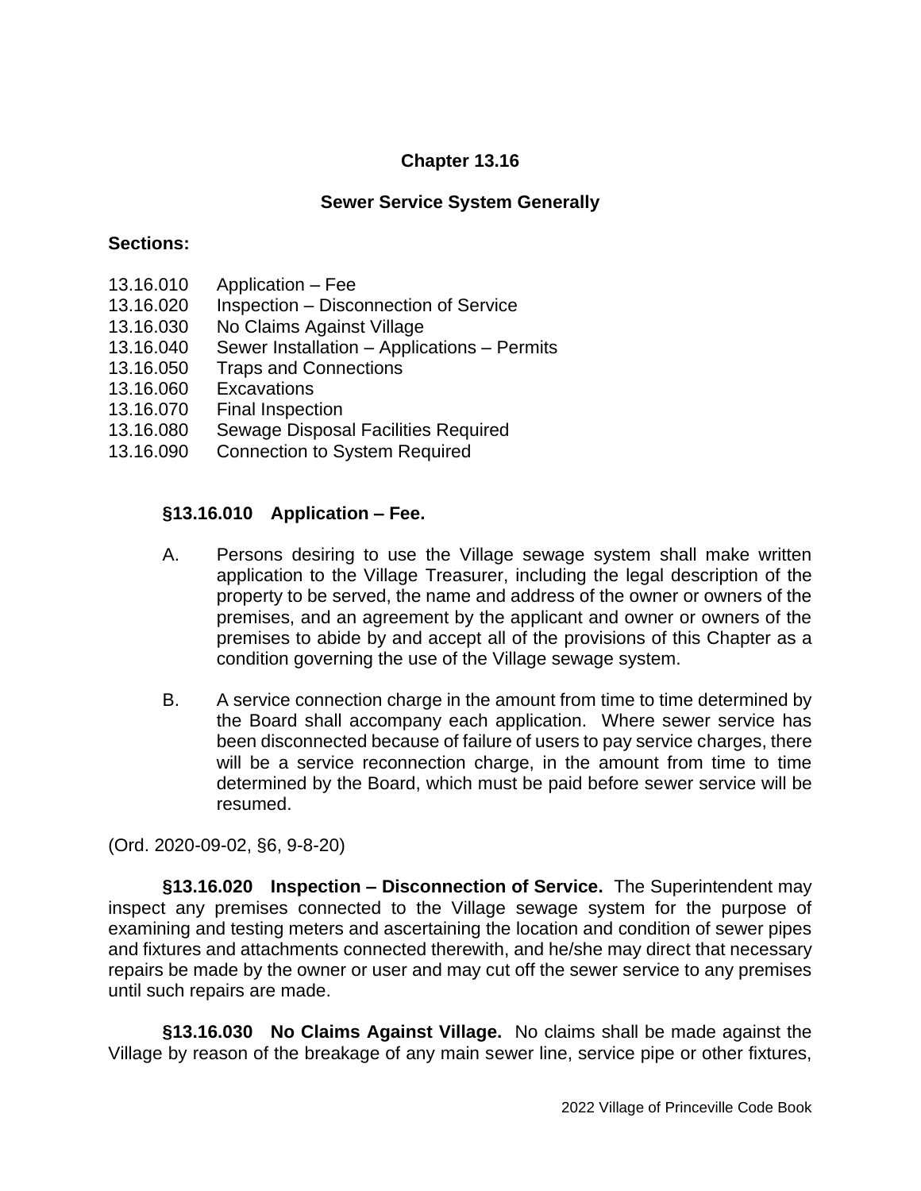## Chapter 13.16

## Sewer Service System Generally

**Sections:**

13.16.010 Application – Fee
13.16.020 Inspection – Disconnection of Service
13.16.030 No Claims Against Village
13.16.040 Sewer Installation – Applications – Permits
13.16.050 Traps and Connections
13.16.060 Excavations
13.16.070 Final Inspection
13.16.080 Sewage Disposal Facilities Required
13.16.090 Connection to System Required

### §13.16.010 Application – Fee.

A. Persons desiring to use the Village sewage system shall make written application to the Village Treasurer, including the legal description of the property to be served, the name and address of the owner or owners of the premises, and an agreement by the applicant and owner or owners of the premises to abide by and accept all of the provisions of this Chapter as a condition governing the use of the Village sewage system.

B. A service connection charge in the amount from time to time determined by the Board shall accompany each application. Where sewer service has been disconnected because of failure of users to pay service charges, there will be a service reconnection charge, in the amount from time to time determined by the Board, which must be paid before sewer service will be resumed.

(Ord. 2020-09-02, §6, 9-8-20)

**§13.16.020 Inspection – Disconnection of Service.** The Superintendent may inspect any premises connected to the Village sewage system for the purpose of examining and testing meters and ascertaining the location and condition of sewer pipes and fixtures and attachments connected therewith, and he/she may direct that necessary repairs be made by the owner or user and may cut off the sewer service to any premises until such repairs are made.

**§13.16.030 No Claims Against Village.** No claims shall be made against the Village by reason of the breakage of any main sewer line, service pipe or other fixtures,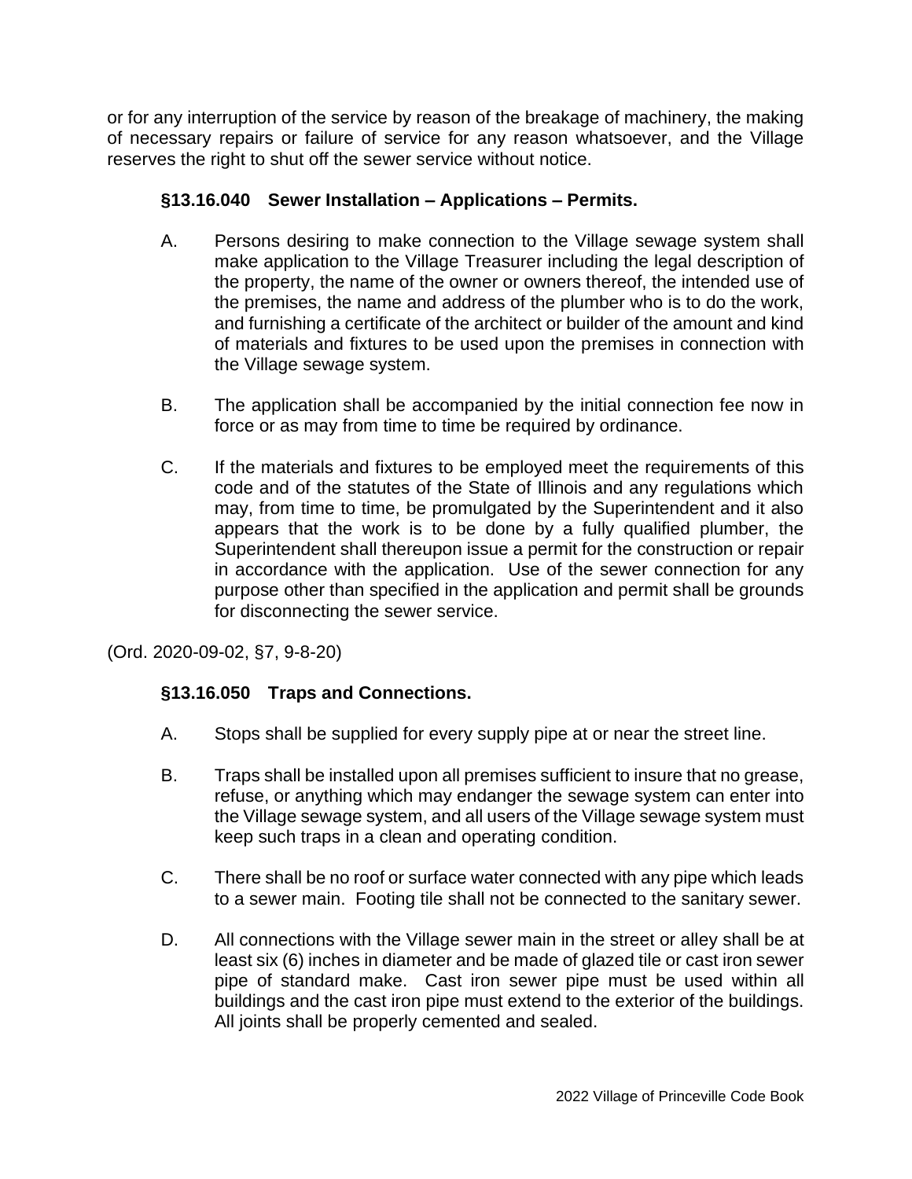or for any interruption of the service by reason of the breakage of machinery, the making of necessary repairs or failure of service for any reason whatsoever, and the Village reserves the right to shut off the sewer service without notice.

### §13.16.040 Sewer Installation – Applications – Permits.

A. Persons desiring to make connection to the Village sewage system shall make application to the Village Treasurer including the legal description of the property, the name of the owner or owners thereof, the intended use of the premises, the name and address of the plumber who is to do the work, and furnishing a certificate of the architect or builder of the amount and kind of materials and fixtures to be used upon the premises in connection with the Village sewage system.

B. The application shall be accompanied by the initial connection fee now in force or as may from time to time be required by ordinance.

C. If the materials and fixtures to be employed meet the requirements of this code and of the statutes of the State of Illinois and any regulations which may, from time to time, be promulgated by the Superintendent and it also appears that the work is to be done by a fully qualified plumber, the Superintendent shall thereupon issue a permit for the construction or repair in accordance with the application. Use of the sewer connection for any purpose other than specified in the application and permit shall be grounds for disconnecting the sewer service.

(Ord. 2020-09-02, §7, 9-8-20)

### §13.16.050 Traps and Connections.

A. Stops shall be supplied for every supply pipe at or near the street line.

B. Traps shall be installed upon all premises sufficient to insure that no grease, refuse, or anything which may endanger the sewage system can enter into the Village sewage system, and all users of the Village sewage system must keep such traps in a clean and operating condition.

C. There shall be no roof or surface water connected with any pipe which leads to a sewer main. Footing tile shall not be connected to the sanitary sewer.

D. All connections with the Village sewer main in the street or alley shall be at least six (6) inches in diameter and be made of glazed tile or cast iron sewer pipe of standard make. Cast iron sewer pipe must be used within all buildings and the cast iron pipe must extend to the exterior of the buildings. All joints shall be properly cemented and sealed.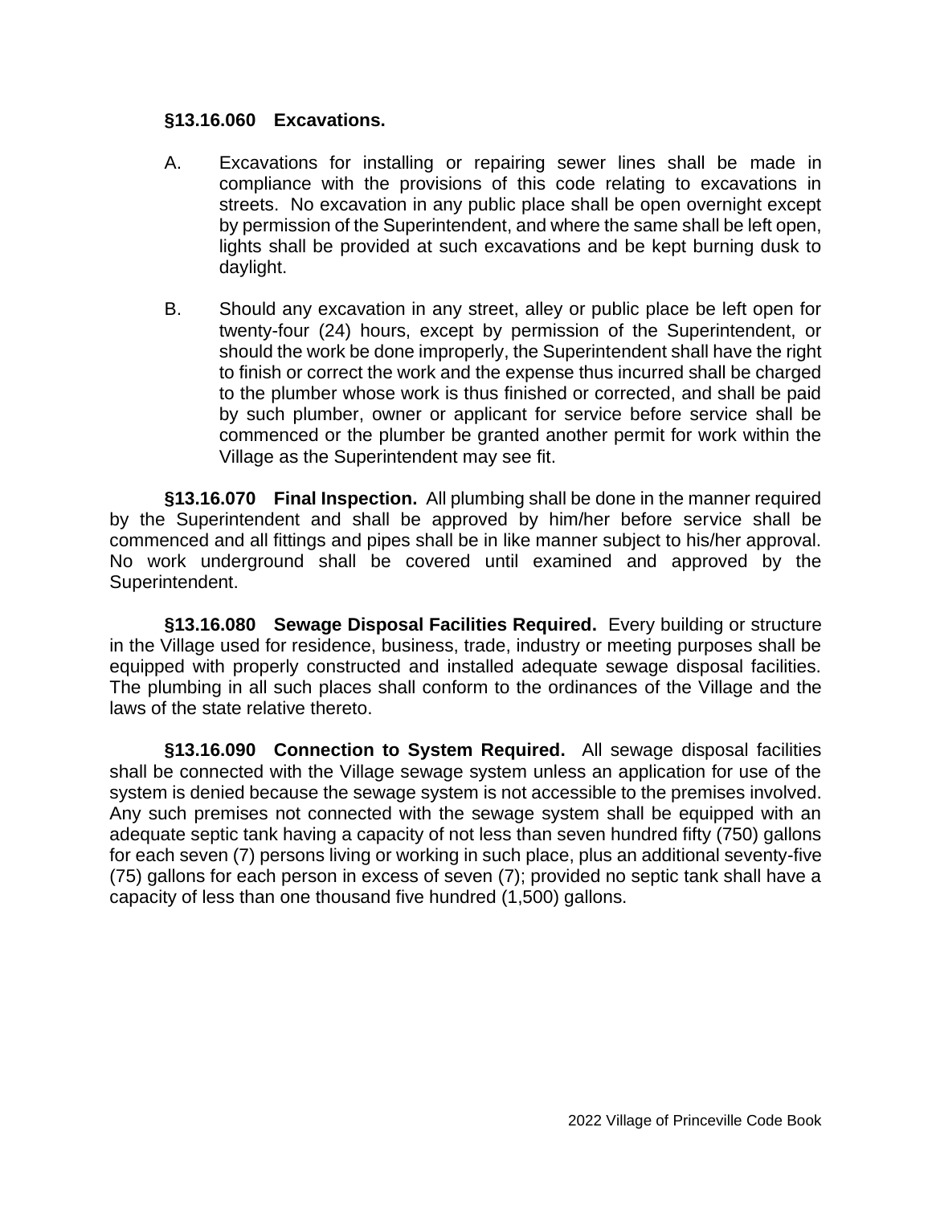**§13.16.060 Excavations.**

A. Excavations for installing or repairing sewer lines shall be made in compliance with the provisions of this code relating to excavations in streets. No excavation in any public place shall be open overnight except by permission of the Superintendent, and where the same shall be left open, lights shall be provided at such excavations and be kept burning dusk to daylight.

B. Should any excavation in any street, alley or public place be left open for twenty-four (24) hours, except by permission of the Superintendent, or should the work be done improperly, the Superintendent shall have the right to finish or correct the work and the expense thus incurred shall be charged to the plumber whose work is thus finished or corrected, and shall be paid by such plumber, owner or applicant for service before service shall be commenced or the plumber be granted another permit for work within the Village as the Superintendent may see fit.

**§13.16.070 Final Inspection.** All plumbing shall be done in the manner required by the Superintendent and shall be approved by him/her before service shall be commenced and all fittings and pipes shall be in like manner subject to his/her approval. No work underground shall be covered until examined and approved by the Superintendent.

**§13.16.080 Sewage Disposal Facilities Required.** Every building or structure in the Village used for residence, business, trade, industry or meeting purposes shall be equipped with properly constructed and installed adequate sewage disposal facilities. The plumbing in all such places shall conform to the ordinances of the Village and the laws of the state relative thereto.

**§13.16.090 Connection to System Required.** All sewage disposal facilities shall be connected with the Village sewage system unless an application for use of the system is denied because the sewage system is not accessible to the premises involved. Any such premises not connected with the sewage system shall be equipped with an adequate septic tank having a capacity of not less than seven hundred fifty (750) gallons for each seven (7) persons living or working in such place, plus an additional seventy-five (75) gallons for each person in excess of seven (7); provided no septic tank shall have a capacity of less than one thousand five hundred (1,500) gallons.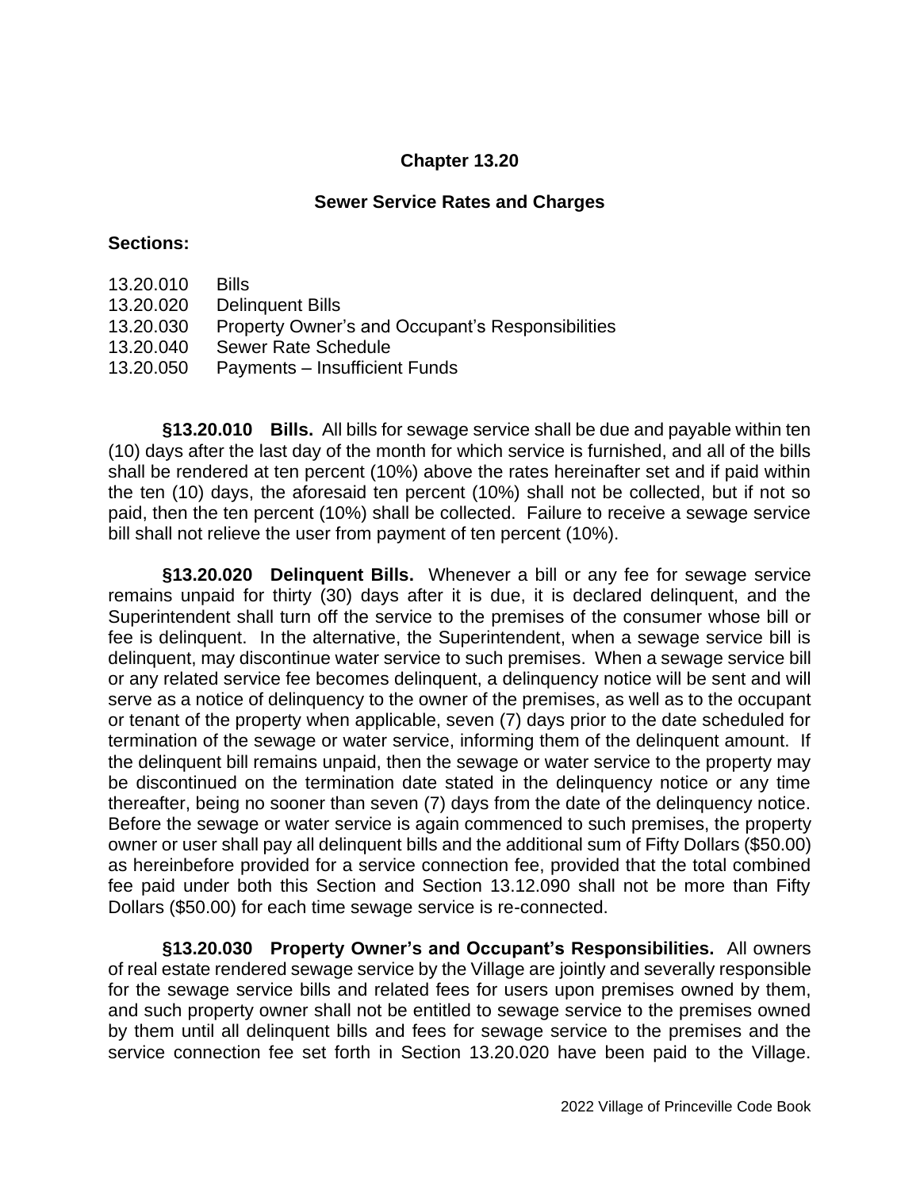# Chapter 13.20

## Sewer Service Rates and Charges

**Sections:**

13.20.010 Bills
13.20.020 Delinquent Bills
13.20.030 Property Owner's and Occupant's Responsibilities
13.20.040 Sewer Rate Schedule
13.20.050 Payments – Insufficient Funds

**§13.20.010 Bills.** All bills for sewage service shall be due and payable within ten (10) days after the last day of the month for which service is furnished, and all of the bills shall be rendered at ten percent (10%) above the rates hereinafter set and if paid within the ten (10) days, the aforesaid ten percent (10%) shall not be collected, but if not so paid, then the ten percent (10%) shall be collected. Failure to receive a sewage service bill shall not relieve the user from payment of ten percent (10%).

**§13.20.020 Delinquent Bills.** Whenever a bill or any fee for sewage service remains unpaid for thirty (30) days after it is due, it is declared delinquent, and the Superintendent shall turn off the service to the premises of the consumer whose bill or fee is delinquent. In the alternative, the Superintendent, when a sewage service bill is delinquent, may discontinue water service to such premises. When a sewage service bill or any related service fee becomes delinquent, a delinquency notice will be sent and will serve as a notice of delinquency to the owner of the premises, as well as to the occupant or tenant of the property when applicable, seven (7) days prior to the date scheduled for termination of the sewage or water service, informing them of the delinquent amount. If the delinquent bill remains unpaid, then the sewage or water service to the property may be discontinued on the termination date stated in the delinquency notice or any time thereafter, being no sooner than seven (7) days from the date of the delinquency notice. Before the sewage or water service is again commenced to such premises, the property owner or user shall pay all delinquent bills and the additional sum of Fifty Dollars ($50.00) as hereinbefore provided for a service connection fee, provided that the total combined fee paid under both this Section and Section 13.12.090 shall not be more than Fifty Dollars ($50.00) for each time sewage service is re-connected.

**§13.20.030 Property Owner's and Occupant's Responsibilities.** All owners of real estate rendered sewage service by the Village are jointly and severally responsible for the sewage service bills and related fees for users upon premises owned by them, and such property owner shall not be entitled to sewage service to the premises owned by them until all delinquent bills and fees for sewage service to the premises and the service connection fee set forth in Section 13.20.020 have been paid to the Village.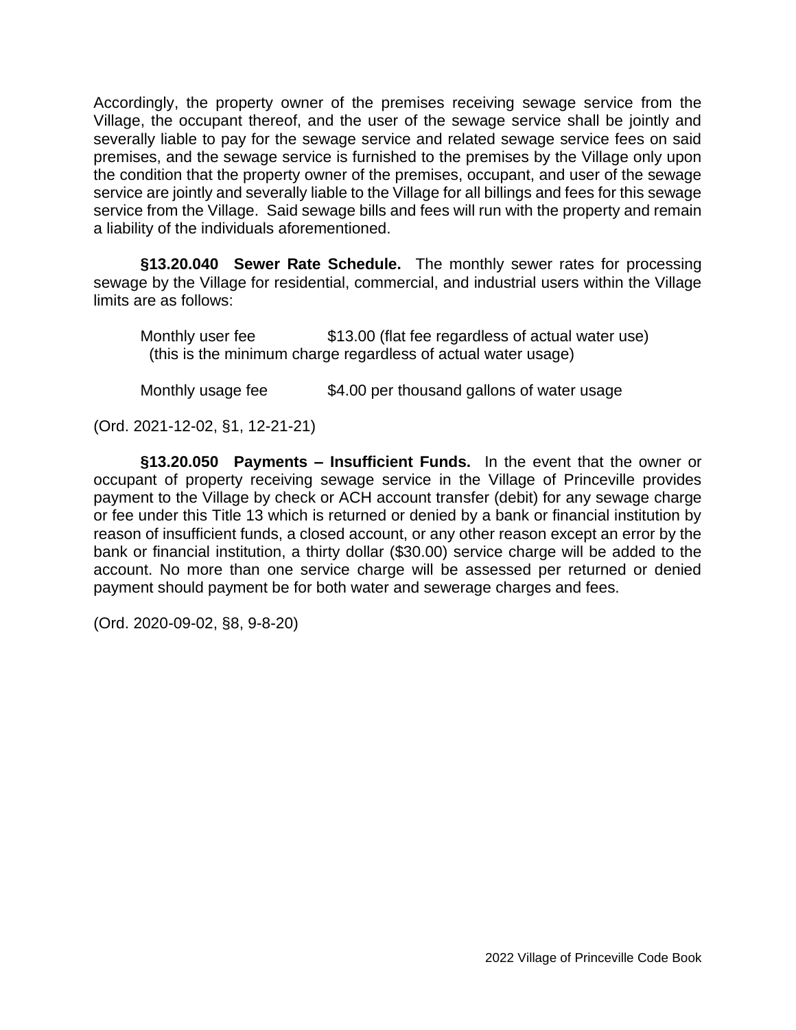Accordingly, the property owner of the premises receiving sewage service from the Village, the occupant thereof, and the user of the sewage service shall be jointly and severally liable to pay for the sewage service and related sewage service fees on said premises, and the sewage service is furnished to the premises by the Village only upon the condition that the property owner of the premises, occupant, and user of the sewage service are jointly and severally liable to the Village for all billings and fees for this sewage service from the Village. Said sewage bills and fees will run with the property and remain a liability of the individuals aforementioned.

**§13.20.040 Sewer Rate Schedule.** The monthly sewer rates for processing sewage by the Village for residential, commercial, and industrial users within the Village limits are as follows:

Monthly user fee $13.00 (flat fee regardless of actual water use)
(this is the minimum charge regardless of actual water usage)

Monthly usage fee $4.00 per thousand gallons of water usage

(Ord. 2021-12-02, §1, 12-21-21)

**§13.20.050 Payments – Insufficient Funds.** In the event that the owner or occupant of property receiving sewage service in the Village of Princeville provides payment to the Village by check or ACH account transfer (debit) for any sewage charge or fee under this Title 13 which is returned or denied by a bank or financial institution by reason of insufficient funds, a closed account, or any other reason except an error by the bank or financial institution, a thirty dollar ($30.00) service charge will be added to the account. No more than one service charge will be assessed per returned or denied payment should payment be for both water and sewerage charges and fees.

(Ord. 2020-09-02, §8, 9-8-20)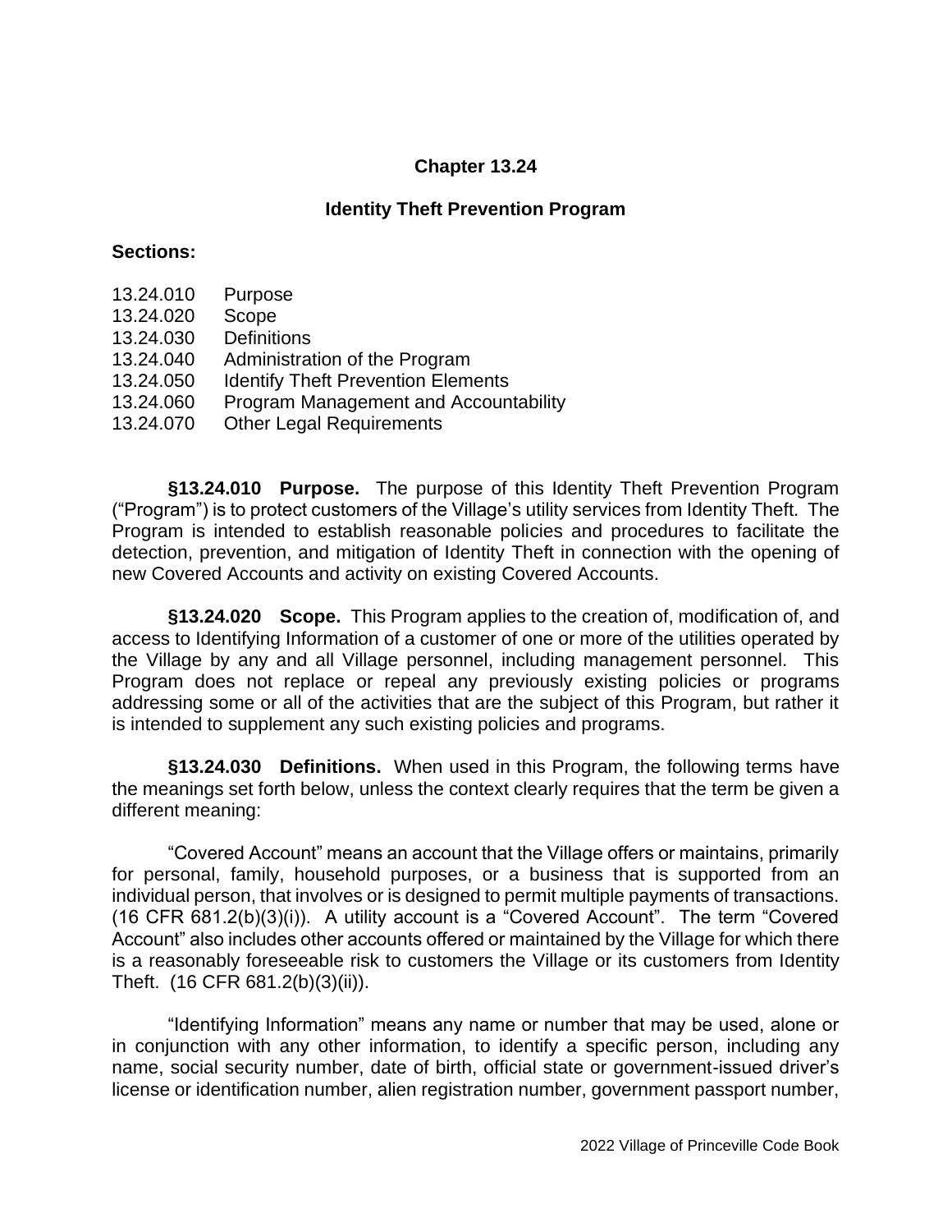# Chapter 13.24

## Identity Theft Prevention Program

**Sections:**

13.24.010 Purpose
13.24.020 Scope
13.24.030 Definitions
13.24.040 Administration of the Program
13.24.050 Identify Theft Prevention Elements
13.24.060 Program Management and Accountability
13.24.070 Other Legal Requirements

**§13.24.010 Purpose.** The purpose of this Identity Theft Prevention Program ("Program") is to protect customers of the Village's utility services from Identity Theft. The Program is intended to establish reasonable policies and procedures to facilitate the detection, prevention, and mitigation of Identity Theft in connection with the opening of new Covered Accounts and activity on existing Covered Accounts.

**§13.24.020 Scope.** This Program applies to the creation of, modification of, and access to Identifying Information of a customer of one or more of the utilities operated by the Village by any and all Village personnel, including management personnel. This Program does not replace or repeal any previously existing policies or programs addressing some or all of the activities that are the subject of this Program, but rather it is intended to supplement any such existing policies and programs.

**§13.24.030 Definitions.** When used in this Program, the following terms have the meanings set forth below, unless the context clearly requires that the term be given a different meaning:

"Covered Account" means an account that the Village offers or maintains, primarily for personal, family, household purposes, or a business that is supported from an individual person, that involves or is designed to permit multiple payments of transactions. (16 CFR 681.2(b)(3)(i)). A utility account is a "Covered Account". The term "Covered Account" also includes other accounts offered or maintained by the Village for which there is a reasonably foreseeable risk to customers the Village or its customers from Identity Theft. (16 CFR 681.2(b)(3)(ii)).

"Identifying Information" means any name or number that may be used, alone or in conjunction with any other information, to identify a specific person, including any name, social security number, date of birth, official state or government-issued driver's license or identification number, alien registration number, government passport number,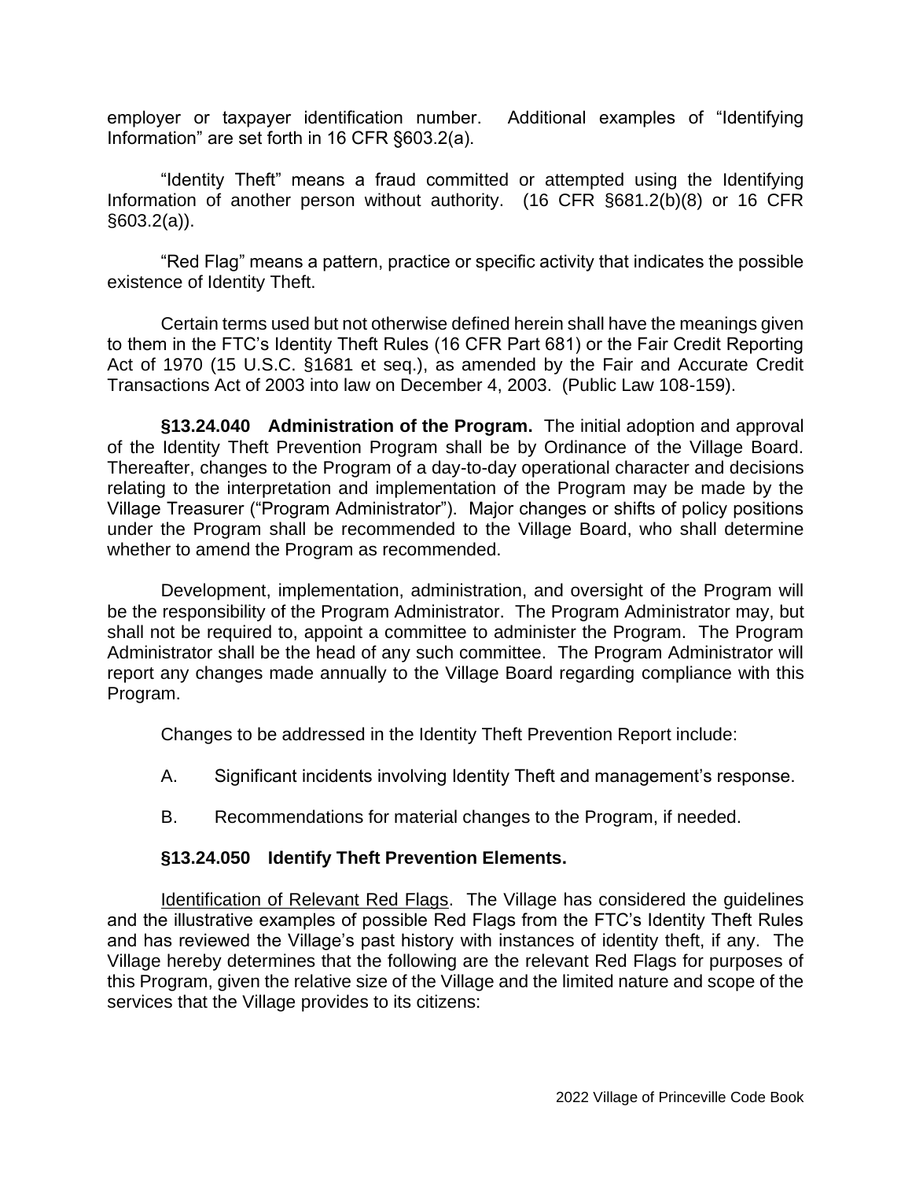employer or taxpayer identification number. Additional examples of "Identifying Information" are set forth in 16 CFR §603.2(a).

"Identity Theft" means a fraud committed or attempted using the Identifying Information of another person without authority. (16 CFR §681.2(b)(8) or 16 CFR §603.2(a)).

"Red Flag" means a pattern, practice or specific activity that indicates the possible existence of Identity Theft.

Certain terms used but not otherwise defined herein shall have the meanings given to them in the FTC's Identity Theft Rules (16 CFR Part 681) or the Fair Credit Reporting Act of 1970 (15 U.S.C. §1681 et seq.), as amended by the Fair and Accurate Credit Transactions Act of 2003 into law on December 4, 2003. (Public Law 108-159).

**§13.24.040 Administration of the Program.** The initial adoption and approval of the Identity Theft Prevention Program shall be by Ordinance of the Village Board. Thereafter, changes to the Program of a day-to-day operational character and decisions relating to the interpretation and implementation of the Program may be made by the Village Treasurer ("Program Administrator"). Major changes or shifts of policy positions under the Program shall be recommended to the Village Board, who shall determine whether to amend the Program as recommended.

Development, implementation, administration, and oversight of the Program will be the responsibility of the Program Administrator. The Program Administrator may, but shall not be required to, appoint a committee to administer the Program. The Program Administrator shall be the head of any such committee. The Program Administrator will report any changes made annually to the Village Board regarding compliance with this Program.

Changes to be addressed in the Identity Theft Prevention Report include:

A. Significant incidents involving Identity Theft and management's response.

B. Recommendations for material changes to the Program, if needed.

**§13.24.050 Identify Theft Prevention Elements.**

Identification of Relevant Red Flags. The Village has considered the guidelines and the illustrative examples of possible Red Flags from the FTC's Identity Theft Rules and has reviewed the Village's past history with instances of identity theft, if any. The Village hereby determines that the following are the relevant Red Flags for purposes of this Program, given the relative size of the Village and the limited nature and scope of the services that the Village provides to its citizens: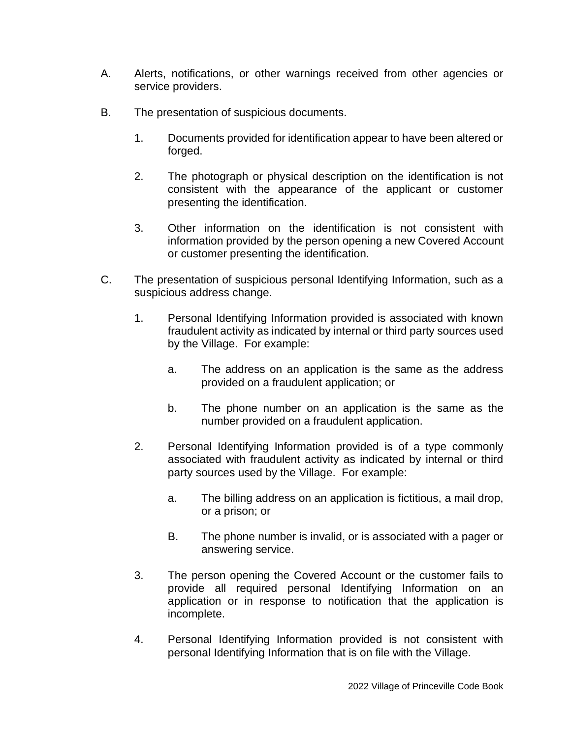A. Alerts, notifications, or other warnings received from other agencies or service providers.

B. The presentation of suspicious documents.

   1. Documents provided for identification appear to have been altered or forged.

   2. The photograph or physical description on the identification is not consistent with the appearance of the applicant or customer presenting the identification.

   3. Other information on the identification is not consistent with information provided by the person opening a new Covered Account or customer presenting the identification.

C. The presentation of suspicious personal Identifying Information, such as a suspicious address change.

   1. Personal Identifying Information provided is associated with known fraudulent activity as indicated by internal or third party sources used by the Village. For example:

      a. The address on an application is the same as the address provided on a fraudulent application; or

      b. The phone number on an application is the same as the number provided on a fraudulent application.

   2. Personal Identifying Information provided is of a type commonly associated with fraudulent activity as indicated by internal or third party sources used by the Village. For example:

      a. The billing address on an application is fictitious, a mail drop, or a prison; or

      B. The phone number is invalid, or is associated with a pager or answering service.

   3. The person opening the Covered Account or the customer fails to provide all required personal Identifying Information on an application or in response to notification that the application is incomplete.

   4. Personal Identifying Information provided is not consistent with personal Identifying Information that is on file with the Village.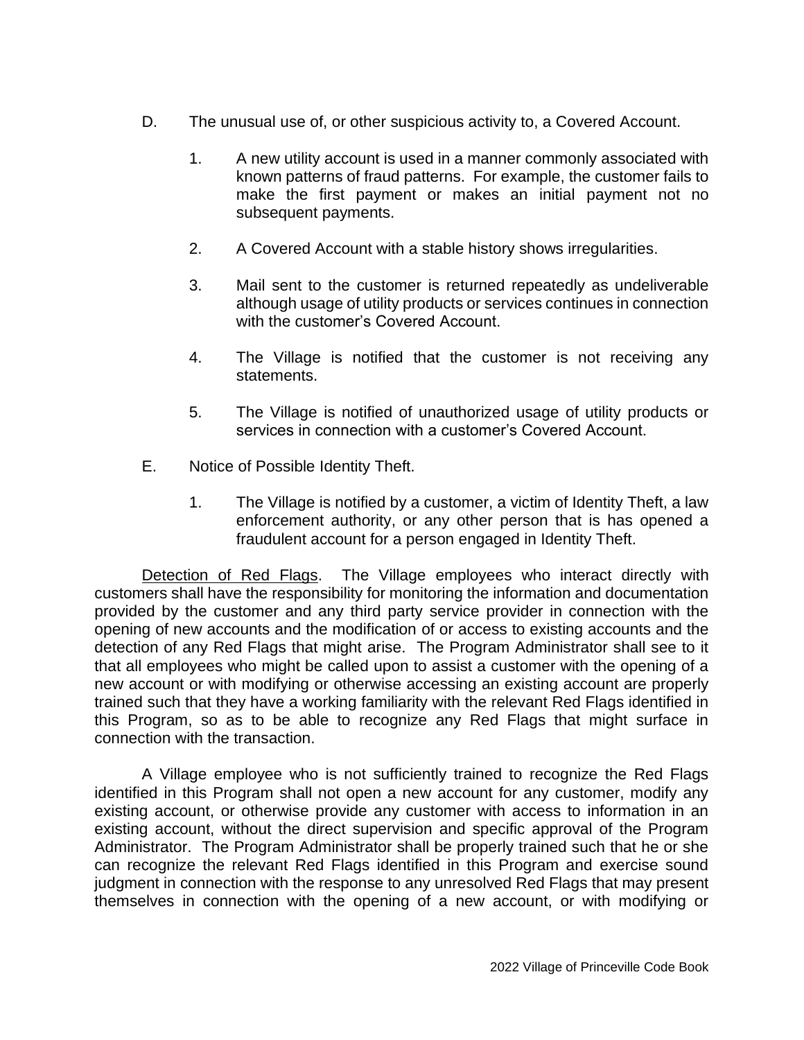D. The unusual use of, or other suspicious activity to, a Covered Account.

1. A new utility account is used in a manner commonly associated with known patterns of fraud patterns. For example, the customer fails to make the first payment or makes an initial payment not no subsequent payments.

2. A Covered Account with a stable history shows irregularities.

3. Mail sent to the customer is returned repeatedly as undeliverable although usage of utility products or services continues in connection with the customer's Covered Account.

4. The Village is notified that the customer is not receiving any statements.

5. The Village is notified of unauthorized usage of utility products or services in connection with a customer's Covered Account.

E. Notice of Possible Identity Theft.

1. The Village is notified by a customer, a victim of Identity Theft, a law enforcement authority, or any other person that is has opened a fraudulent account for a person engaged in Identity Theft.

Detection of Red Flags. The Village employees who interact directly with customers shall have the responsibility for monitoring the information and documentation provided by the customer and any third party service provider in connection with the opening of new accounts and the modification of or access to existing accounts and the detection of any Red Flags that might arise. The Program Administrator shall see to it that all employees who might be called upon to assist a customer with the opening of a new account or with modifying or otherwise accessing an existing account are properly trained such that they have a working familiarity with the relevant Red Flags identified in this Program, so as to be able to recognize any Red Flags that might surface in connection with the transaction.

A Village employee who is not sufficiently trained to recognize the Red Flags identified in this Program shall not open a new account for any customer, modify any existing account, or otherwise provide any customer with access to information in an existing account, without the direct supervision and specific approval of the Program Administrator. The Program Administrator shall be properly trained such that he or she can recognize the relevant Red Flags identified in this Program and exercise sound judgment in connection with the response to any unresolved Red Flags that may present themselves in connection with the opening of a new account, or with modifying or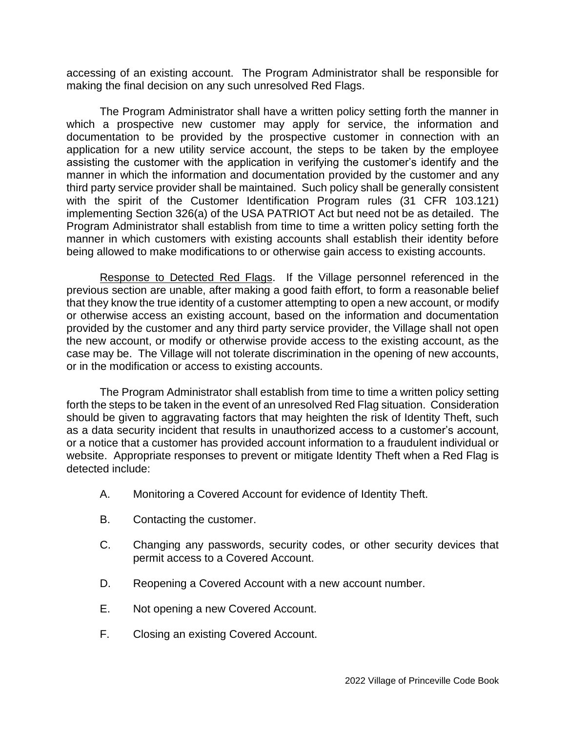accessing of an existing account. The Program Administrator shall be responsible for making the final decision on any such unresolved Red Flags.

The Program Administrator shall have a written policy setting forth the manner in which a prospective new customer may apply for service, the information and documentation to be provided by the prospective customer in connection with an application for a new utility service account, the steps to be taken by the employee assisting the customer with the application in verifying the customer's identify and the manner in which the information and documentation provided by the customer and any third party service provider shall be maintained. Such policy shall be generally consistent with the spirit of the Customer Identification Program rules (31 CFR 103.121) implementing Section 326(a) of the USA PATRIOT Act but need not be as detailed. The Program Administrator shall establish from time to time a written policy setting forth the manner in which customers with existing accounts shall establish their identity before being allowed to make modifications to or otherwise gain access to existing accounts.

Response to Detected Red Flags. If the Village personnel referenced in the previous section are unable, after making a good faith effort, to form a reasonable belief that they know the true identity of a customer attempting to open a new account, or modify or otherwise access an existing account, based on the information and documentation provided by the customer and any third party service provider, the Village shall not open the new account, or modify or otherwise provide access to the existing account, as the case may be. The Village will not tolerate discrimination in the opening of new accounts, or in the modification or access to existing accounts.

The Program Administrator shall establish from time to time a written policy setting forth the steps to be taken in the event of an unresolved Red Flag situation. Consideration should be given to aggravating factors that may heighten the risk of Identity Theft, such as a data security incident that results in unauthorized access to a customer's account, or a notice that a customer has provided account information to a fraudulent individual or website. Appropriate responses to prevent or mitigate Identity Theft when a Red Flag is detected include:

A. Monitoring a Covered Account for evidence of Identity Theft.

B. Contacting the customer.

C. Changing any passwords, security codes, or other security devices that permit access to a Covered Account.

D. Reopening a Covered Account with a new account number.

E. Not opening a new Covered Account.

F. Closing an existing Covered Account.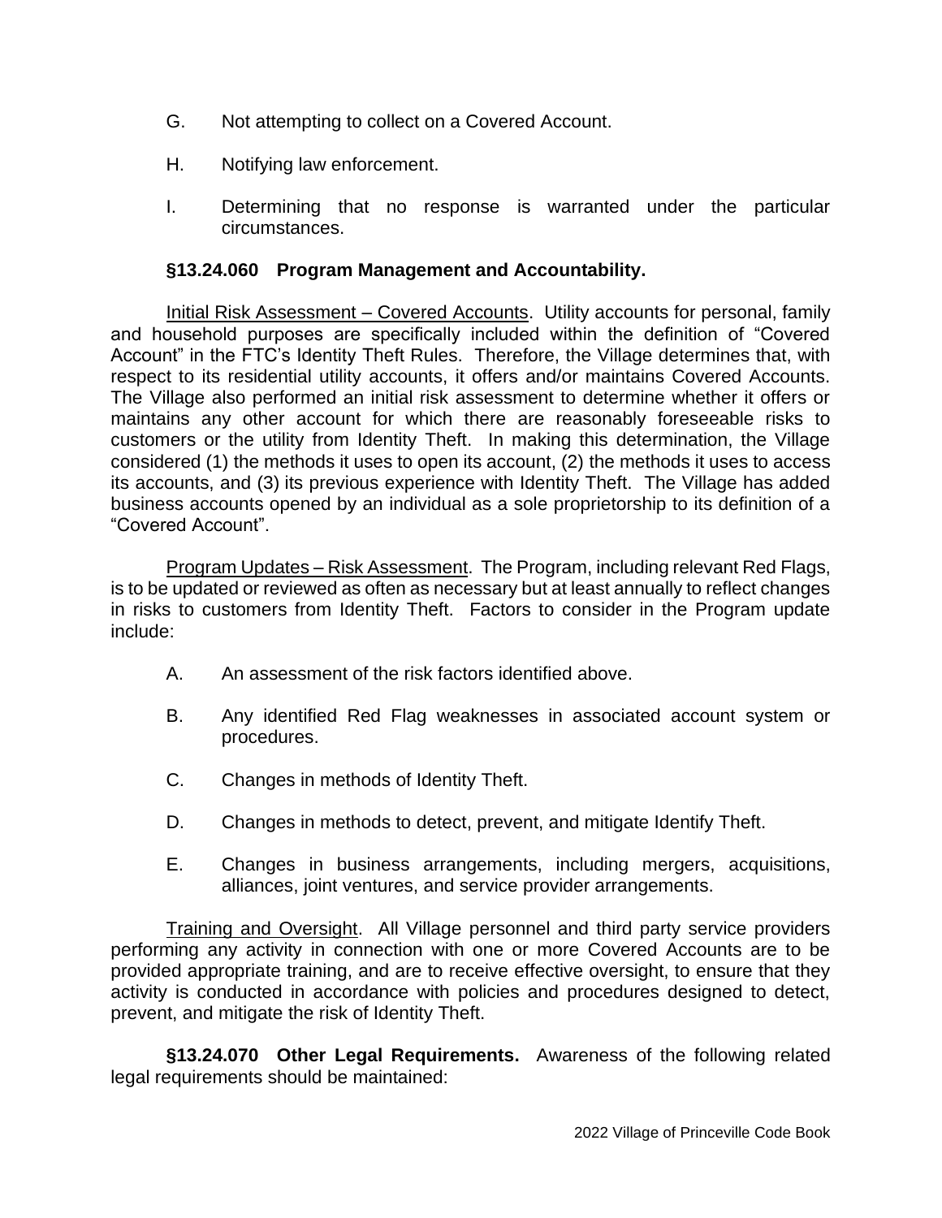G. Not attempting to collect on a Covered Account.

H. Notifying law enforcement.

I. Determining that no response is warranted under the particular circumstances.

### §13.24.060 Program Management and Accountability.

Initial Risk Assessment – Covered Accounts. Utility accounts for personal, family and household purposes are specifically included within the definition of "Covered Account" in the FTC's Identity Theft Rules. Therefore, the Village determines that, with respect to its residential utility accounts, it offers and/or maintains Covered Accounts. The Village also performed an initial risk assessment to determine whether it offers or maintains any other account for which there are reasonably foreseeable risks to customers or the utility from Identity Theft. In making this determination, the Village considered (1) the methods it uses to open its account, (2) the methods it uses to access its accounts, and (3) its previous experience with Identity Theft. The Village has added business accounts opened by an individual as a sole proprietorship to its definition of a "Covered Account".

Program Updates – Risk Assessment. The Program, including relevant Red Flags, is to be updated or reviewed as often as necessary but at least annually to reflect changes in risks to customers from Identity Theft. Factors to consider in the Program update include:

A. An assessment of the risk factors identified above.

B. Any identified Red Flag weaknesses in associated account system or procedures.

C. Changes in methods of Identity Theft.

D. Changes in methods to detect, prevent, and mitigate Identify Theft.

E. Changes in business arrangements, including mergers, acquisitions, alliances, joint ventures, and service provider arrangements.

Training and Oversight. All Village personnel and third party service providers performing any activity in connection with one or more Covered Accounts are to be provided appropriate training, and are to receive effective oversight, to ensure that they activity is conducted in accordance with policies and procedures designed to detect, prevent, and mitigate the risk of Identity Theft.

**§13.24.070 Other Legal Requirements.** Awareness of the following related legal requirements should be maintained: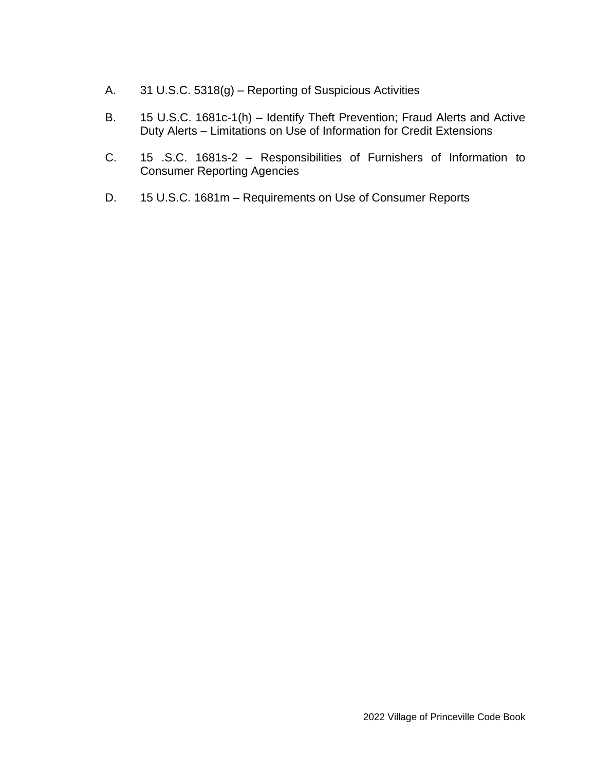A. 31 U.S.C. 5318(g) – Reporting of Suspicious Activities

B. 15 U.S.C. 1681c-1(h) – Identify Theft Prevention; Fraud Alerts and Active Duty Alerts – Limitations on Use of Information for Credit Extensions

C. 15 .S.C. 1681s-2 – Responsibilities of Furnishers of Information to Consumer Reporting Agencies

D. 15 U.S.C. 1681m – Requirements on Use of Consumer Reports